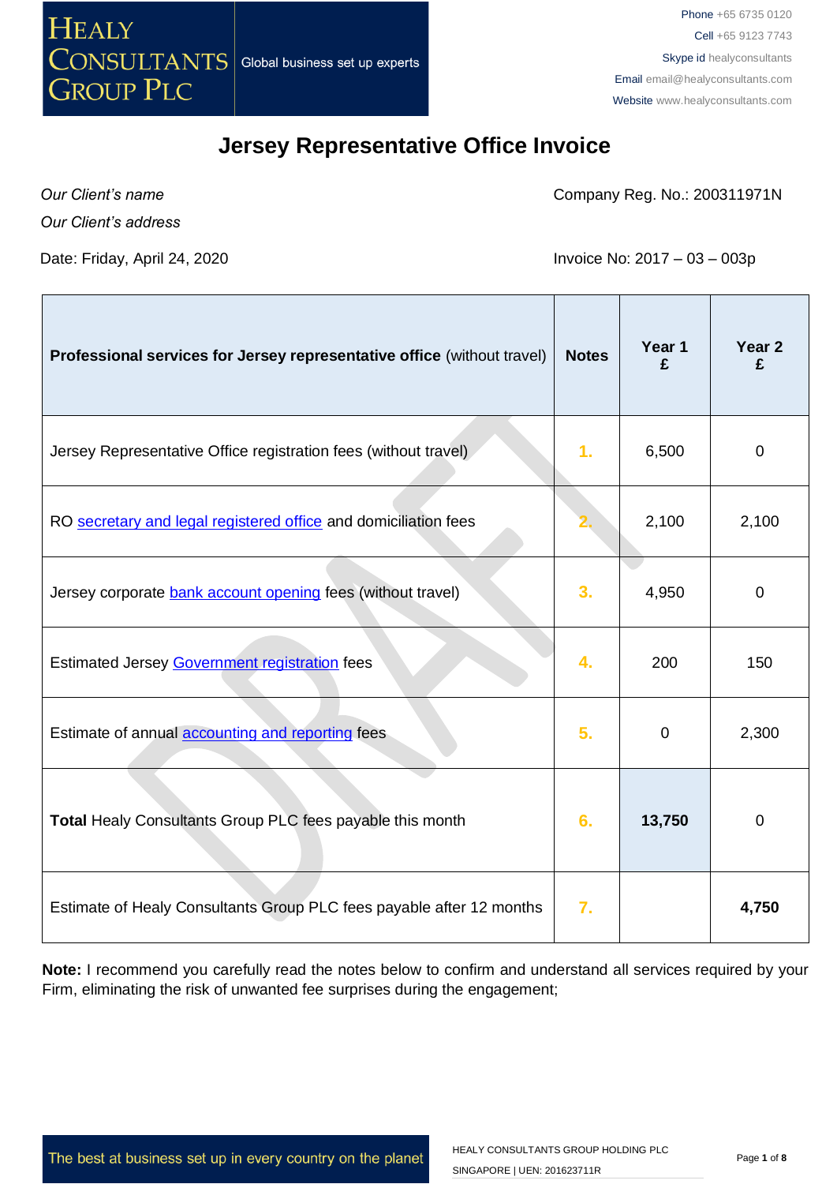HEALY CONSULTANTS GROUP PLC

Global business set up experts

Phone +65 6735 0120
Cell +65 9123 7743
Skype id healyconsultants
Email email@healyconsultants.com
Website www.healyconsultants.com

# Jersey Representative Office Invoice

*Our Client's name*

*Our Client's address*

Company Reg. No.: 200311971N

Date: Friday, April 24, 2020

Invoice No: 2017 – 03 – 003p

| **Professional services for Jersey representative office** (without travel) | **Notes** | **Year 1 £** | **Year 2 £** |
|---|---|---|---|
| Jersey Representative Office registration fees (without travel) | 1. | 6,500 | 0 |
| RO secretary and legal registered office and domiciliation fees | 2. | 2,100 | 2,100 |
| Jersey corporate bank account opening fees (without travel) | 3. | 4,950 | 0 |
| Estimated Jersey Government registration fees | 4. | 200 | 150 |
| Estimate of annual accounting and reporting fees | 5. | 0 | 2,300 |
| **Total** Healy Consultants Group PLC fees payable this month | 6. | **13,750** | 0 |
| Estimate of Healy Consultants Group PLC fees payable after 12 months | 7. | | **4,750** |

**Note:** I recommend you carefully read the notes below to confirm and understand all services required by your Firm, eliminating the risk of unwanted fee surprises during the engagement;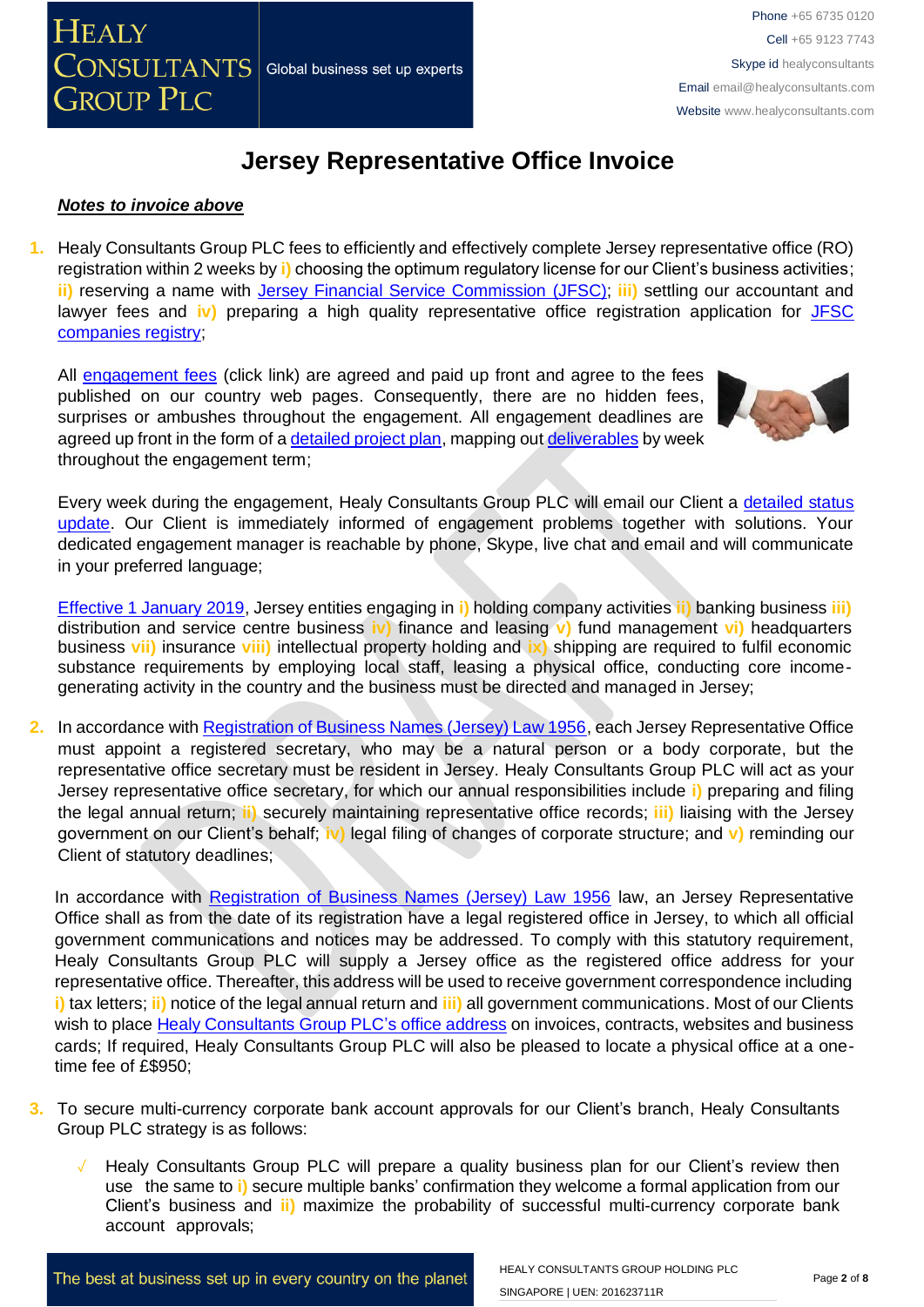# Jersey Representative Office Invoice

***Notes to invoice above***

1. Healy Consultants Group PLC fees to efficiently and effectively complete Jersey representative office (RO) registration within 2 weeks by **i)** choosing the optimum regulatory license for our Client's business activities; **ii)** reserving a name with Jersey Financial Service Commission (JFSC); **iii)** settling our accountant and lawyer fees and **iv)** preparing a high quality representative office registration application for JFSC companies registry;

   All engagement fees (click link) are agreed and paid up front and agree to the fees published on our country web pages. Consequently, there are no hidden fees, surprises or ambushes throughout the engagement. All engagement deadlines are agreed up front in the form of a detailed project plan, mapping out deliverables by week throughout the engagement term;

   Every week during the engagement, Healy Consultants Group PLC will email our Client a detailed status update. Our Client is immediately informed of engagement problems together with solutions. Your dedicated engagement manager is reachable by phone, Skype, live chat and email and will communicate in your preferred language;

   Effective 1 January 2019, Jersey entities engaging in **i)** holding company activities **ii)** banking business **iii)** distribution and service centre business **iv)** finance and leasing **v)** fund management **vi)** headquarters business **vii)** insurance **viii)** intellectual property holding and **ix)** shipping are required to fulfil economic substance requirements by employing local staff, leasing a physical office, conducting core income-generating activity in the country and the business must be directed and managed in Jersey;

2. In accordance with Registration of Business Names (Jersey) Law 1956, each Jersey Representative Office must appoint a registered secretary, who may be a natural person or a body corporate, but the representative office secretary must be resident in Jersey. Healy Consultants Group PLC will act as your Jersey representative office secretary, for which our annual responsibilities include **i)** preparing and filing the legal annual return; **ii)** securely maintaining representative office records; **iii)** liaising with the Jersey government on our Client's behalf; **iv)** legal filing of changes of corporate structure; and **v)** reminding our Client of statutory deadlines;

   In accordance with Registration of Business Names (Jersey) Law 1956 law, an Jersey Representative Office shall as from the date of its registration have a legal registered office in Jersey, to which all official government communications and notices may be addressed. To comply with this statutory requirement, Healy Consultants Group PLC will supply a Jersey office as the registered office address for your representative office. Thereafter, this address will be used to receive government correspondence including **i)** tax letters; **ii)** notice of the legal annual return and **iii)** all government communications. Most of our Clients wish to place Healy Consultants Group PLC's office address on invoices, contracts, websites and business cards; If required, Healy Consultants Group PLC will also be pleased to locate a physical office at a one-time fee of £$950;

3. To secure multi-currency corporate bank account approvals for our Client's branch, Healy Consultants Group PLC strategy is as follows:

   - Healy Consultants Group PLC will prepare a quality business plan for our Client's review then use the same to **i)** secure multiple banks' confirmation they welcome a formal application from our Client's business and **ii)** maximize the probability of successful multi-currency corporate bank account approvals;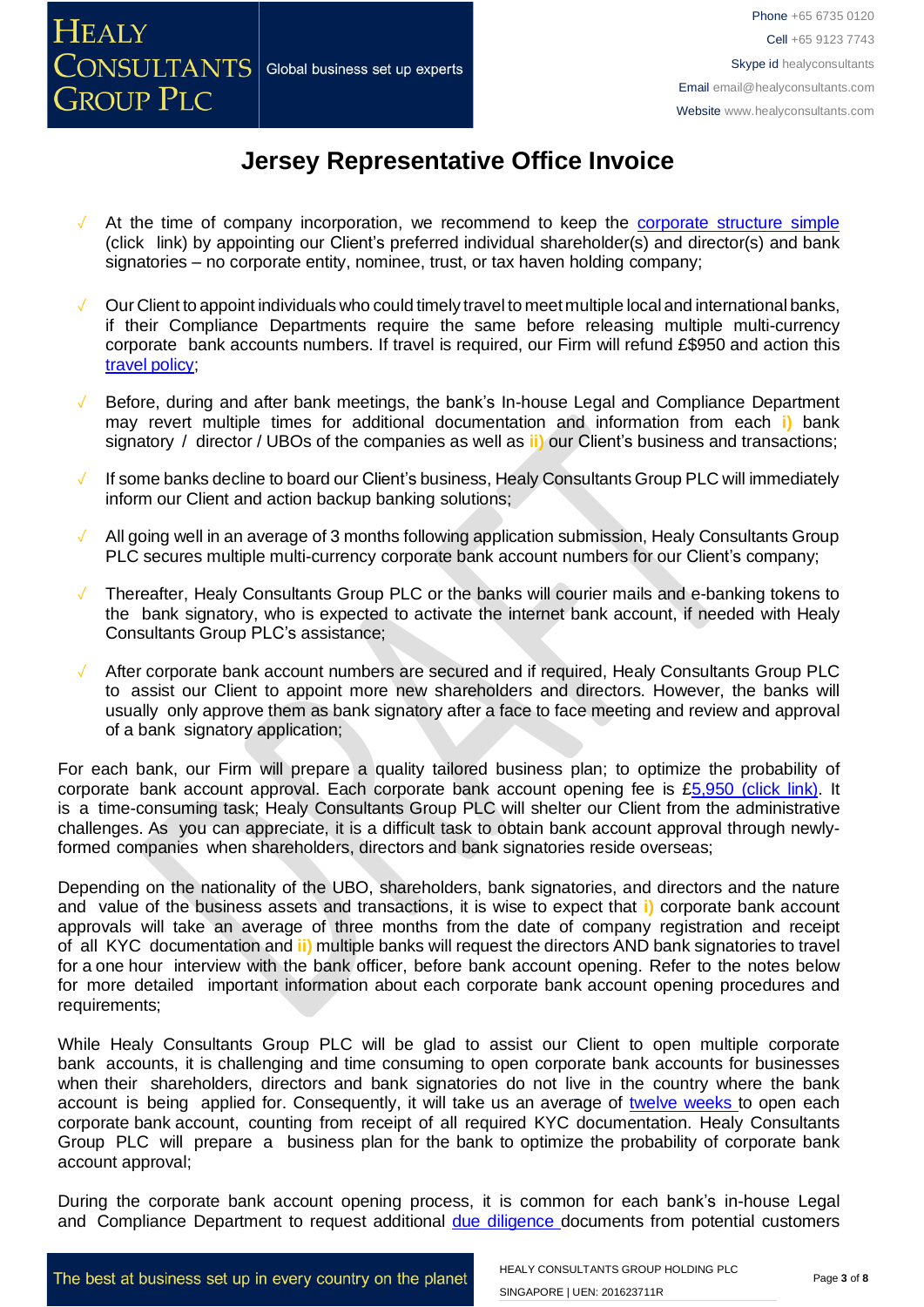# Jersey Representative Office Invoice

- At the time of company incorporation, we recommend to keep the corporate structure simple (click link) by appointing our Client's preferred individual shareholder(s) and director(s) and bank signatories – no corporate entity, nominee, trust, or tax haven holding company;
- Our Client to appoint individuals who could timely travel to meet multiple local and international banks, if their Compliance Departments require the same before releasing multiple multi-currency corporate bank accounts numbers. If travel is required, our Firm will refund £$950 and action this travel policy;
- Before, during and after bank meetings, the bank's In-house Legal and Compliance Department may revert multiple times for additional documentation and information from each **i)** bank signatory / director / UBOs of the companies as well as **ii)** our Client's business and transactions;
- If some banks decline to board our Client's business, Healy Consultants Group PLC will immediately inform our Client and action backup banking solutions;
- All going well in an average of 3 months following application submission, Healy Consultants Group PLC secures multiple multi-currency corporate bank account numbers for our Client's company;
- Thereafter, Healy Consultants Group PLC or the banks will courier mails and e-banking tokens to the bank signatory, who is expected to activate the internet bank account, if needed with Healy Consultants Group PLC's assistance;
- After corporate bank account numbers are secured and if required, Healy Consultants Group PLC to assist our Client to appoint more new shareholders and directors. However, the banks will usually only approve them as bank signatory after a face to face meeting and review and approval of a bank signatory application;

For each bank, our Firm will prepare a quality tailored business plan; to optimize the probability of corporate bank account approval. Each corporate bank account opening fee is £5,950 (click link). It is a time-consuming task; Healy Consultants Group PLC will shelter our Client from the administrative challenges. As you can appreciate, it is a difficult task to obtain bank account approval through newly-formed companies when shareholders, directors and bank signatories reside overseas;

Depending on the nationality of the UBO, shareholders, bank signatories, and directors and the nature and value of the business assets and transactions, it is wise to expect that **i)** corporate bank account approvals will take an average of three months from the date of company registration and receipt of all KYC documentation and **ii)** multiple banks will request the directors AND bank signatories to travel for a one hour interview with the bank officer, before bank account opening. Refer to the notes below for more detailed important information about each corporate bank account opening procedures and requirements;

While Healy Consultants Group PLC will be glad to assist our Client to open multiple corporate bank accounts, it is challenging and time consuming to open corporate bank accounts for businesses when their shareholders, directors and bank signatories do not live in the country where the bank account is being applied for. Consequently, it will take us an average of twelve weeks to open each corporate bank account, counting from receipt of all required KYC documentation. Healy Consultants Group PLC will prepare a business plan for the bank to optimize the probability of corporate bank account approval;

During the corporate bank account opening process, it is common for each bank's in-house Legal and Compliance Department to request additional due diligence documents from potential customers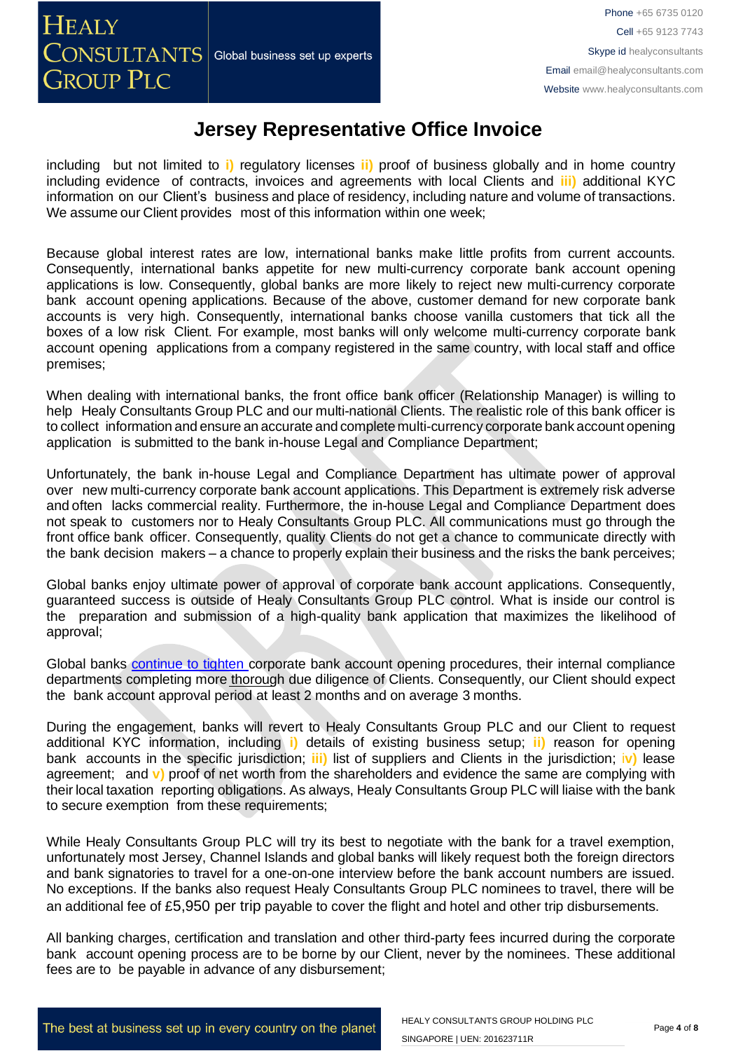# Jersey Representative Office Invoice

including but not limited to i) regulatory licenses ii) proof of business globally and in home country including evidence of contracts, invoices and agreements with local Clients and iii) additional KYC information on our Client's business and place of residency, including nature and volume of transactions. We assume our Client provides most of this information within one week;

Because global interest rates are low, international banks make little profits from current accounts. Consequently, international banks appetite for new multi-currency corporate bank account opening applications is low. Consequently, global banks are more likely to reject new multi-currency corporate bank account opening applications. Because of the above, customer demand for new corporate bank accounts is very high. Consequently, international banks choose vanilla customers that tick all the boxes of a low risk Client. For example, most banks will only welcome multi-currency corporate bank account opening applications from a company registered in the same country, with local staff and office premises;

When dealing with international banks, the front office bank officer (Relationship Manager) is willing to help Healy Consultants Group PLC and our multi-national Clients. The realistic role of this bank officer is to collect information and ensure an accurate and complete multi-currency corporate bank account opening application is submitted to the bank in-house Legal and Compliance Department;

Unfortunately, the bank in-house Legal and Compliance Department has ultimate power of approval over new multi-currency corporate bank account applications. This Department is extremely risk adverse and often lacks commercial reality. Furthermore, the in-house Legal and Compliance Department does not speak to customers nor to Healy Consultants Group PLC. All communications must go through the front office bank officer. Consequently, quality Clients do not get a chance to communicate directly with the bank decision makers – a chance to properly explain their business and the risks the bank perceives;

Global banks enjoy ultimate power of approval of corporate bank account applications. Consequently, guaranteed success is outside of Healy Consultants Group PLC control. What is inside our control is the preparation and submission of a high-quality bank application that maximizes the likelihood of approval;

Global banks continue to tighten corporate bank account opening procedures, their internal compliance departments completing more thorough due diligence of Clients. Consequently, our Client should expect the bank account approval period at least 2 months and on average 3 months.

During the engagement, banks will revert to Healy Consultants Group PLC and our Client to request additional KYC information, including i) details of existing business setup; ii) reason for opening bank accounts in the specific jurisdiction; iii) list of suppliers and Clients in the jurisdiction; iv) lease agreement; and v) proof of net worth from the shareholders and evidence the same are complying with their local taxation reporting obligations. As always, Healy Consultants Group PLC will liaise with the bank to secure exemption from these requirements;

While Healy Consultants Group PLC will try its best to negotiate with the bank for a travel exemption, unfortunately most Jersey, Channel Islands and global banks will likely request both the foreign directors and bank signatories to travel for a one-on-one interview before the bank account numbers are issued. No exceptions. If the banks also request Healy Consultants Group PLC nominees to travel, there will be an additional fee of £5,950 per trip payable to cover the flight and hotel and other trip disbursements.

All banking charges, certification and translation and other third-party fees incurred during the corporate bank account opening process are to be borne by our Client, never by the nominees. These additional fees are to be payable in advance of any disbursement;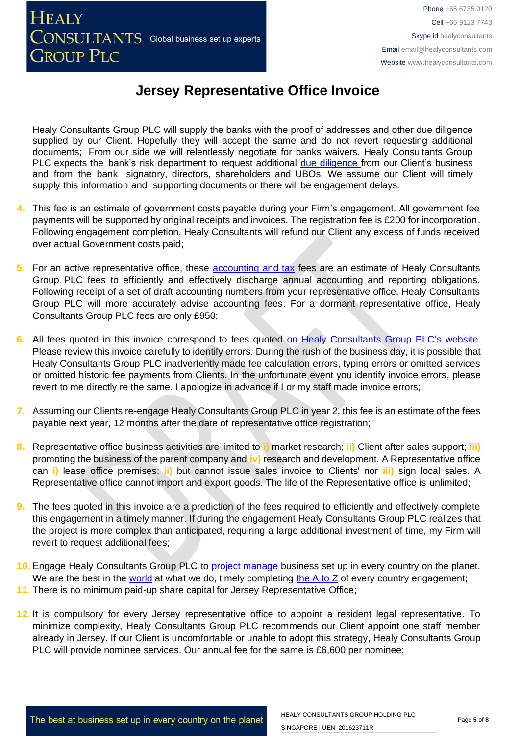# Jersey Representative Office Invoice

Healy Consultants Group PLC will supply the banks with the proof of addresses and other due diligence supplied by our Client. Hopefully they will accept the same and do not revert requesting additional documents; From our side we will relentlessly negotiate for banks waivers. Healy Consultants Group PLC expects the bank's risk department to request additional due diligence from our Client's business and from the bank signatory, directors, shareholders and UBOs. We assume our Client will timely supply this information and supporting documents or there will be engagement delays.

4. This fee is an estimate of government costs payable during your Firm's engagement. All government fee payments will be supported by original receipts and invoices. The registration fee is £200 for incorporation. Following engagement completion, Healy Consultants will refund our Client any excess of funds received over actual Government costs paid;

5. For an active representative office, these accounting and tax fees are an estimate of Healy Consultants Group PLC fees to efficiently and effectively discharge annual accounting and reporting obligations. Following receipt of a set of draft accounting numbers from your representative office, Healy Consultants Group PLC will more accurately advise accounting fees. For a dormant representative office, Healy Consultants Group PLC fees are only £950;

6. All fees quoted in this invoice correspond to fees quoted on Healy Consultants Group PLC's website. Please review this invoice carefully to identify errors. During the rush of the business day, it is possible that Healy Consultants Group PLC inadvertently made fee calculation errors, typing errors or omitted services or omitted historic fee payments from Clients. In the unfortunate event you identify invoice errors, please revert to me directly re the same. I apologize in advance if I or my staff made invoice errors;

7. Assuming our Clients re-engage Healy Consultants Group PLC in year 2, this fee is an estimate of the fees payable next year, 12 months after the date of representative office registration;

8. Representative office business activities are limited to **i)** market research; **ii)** Client after sales support; **iii)** promoting the business of the parent company and **iv)** research and development. A Representative office can **i)** lease office premises; **ii)** but cannot issue sales invoice to Clients' nor **iii)** sign local sales. A Representative office cannot import and export goods. The life of the Representative office is unlimited;

9. The fees quoted in this invoice are a prediction of the fees required to efficiently and effectively complete this engagement in a timely manner. If during the engagement Healy Consultants Group PLC realizes that the project is more complex than anticipated, requiring a large additional investment of time, my Firm will revert to request additional fees;

10. Engage Healy Consultants Group PLC to project manage business set up in every country on the planet. We are the best in the world at what we do, timely completing the A to Z of every country engagement;

11. There is no minimum paid-up share capital for Jersey Representative Office;

12. It is compulsory for every Jersey representative office to appoint a resident legal representative. To minimize complexity, Healy Consultants Group PLC recommends our Client appoint one staff member already in Jersey. If our Client is uncomfortable or unable to adopt this strategy, Healy Consultants Group PLC will provide nominee services. Our annual fee for the same is £6,600 per nominee;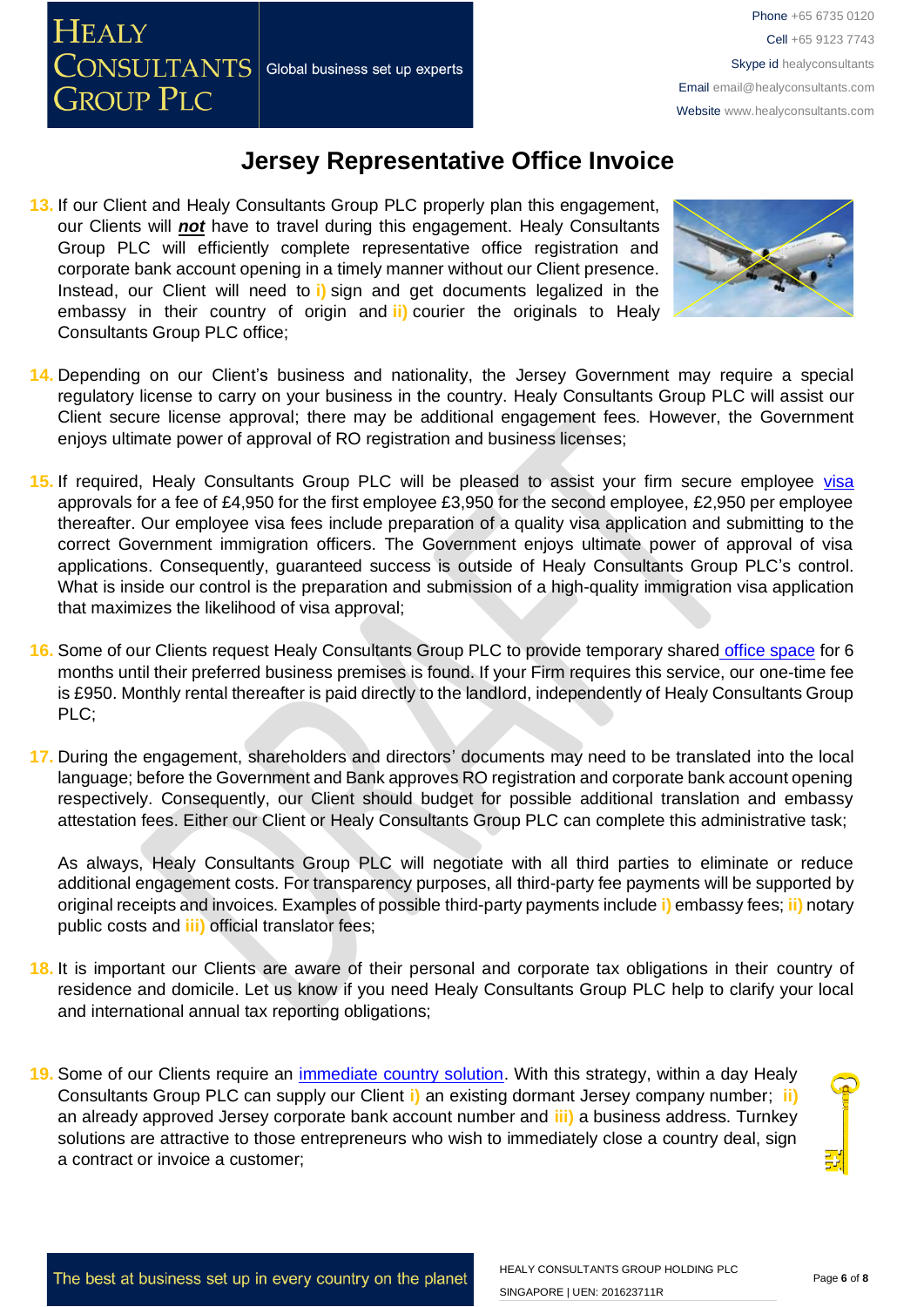# Jersey Representative Office Invoice

13. If our Client and Healy Consultants Group PLC properly plan this engagement, our Clients will ***not*** have to travel during this engagement. Healy Consultants Group PLC will efficiently complete representative office registration and corporate bank account opening in a timely manner without our Client presence. Instead, our Client will need to **i)** sign and get documents legalized in the embassy in their country of origin and **ii)** courier the originals to Healy Consultants Group PLC office;

14. Depending on our Client's business and nationality, the Jersey Government may require a special regulatory license to carry on your business in the country. Healy Consultants Group PLC will assist our Client secure license approval; there may be additional engagement fees. However, the Government enjoys ultimate power of approval of RO registration and business licenses;

15. If required, Healy Consultants Group PLC will be pleased to assist your firm secure employee visa approvals for a fee of £4,950 for the first employee £3,950 for the second employee, £2,950 per employee thereafter. Our employee visa fees include preparation of a quality visa application and submitting to the correct Government immigration officers. The Government enjoys ultimate power of approval of visa applications. Consequently, guaranteed success is outside of Healy Consultants Group PLC's control. What is inside our control is the preparation and submission of a high-quality immigration visa application that maximizes the likelihood of visa approval;

16. Some of our Clients request Healy Consultants Group PLC to provide temporary shared office space for 6 months until their preferred business premises is found. If your Firm requires this service, our one-time fee is £950. Monthly rental thereafter is paid directly to the landlord, independently of Healy Consultants Group PLC;

17. During the engagement, shareholders and directors' documents may need to be translated into the local language; before the Government and Bank approves RO registration and corporate bank account opening respectively. Consequently, our Client should budget for possible additional translation and embassy attestation fees. Either our Client or Healy Consultants Group PLC can complete this administrative task;

    As always, Healy Consultants Group PLC will negotiate with all third parties to eliminate or reduce additional engagement costs. For transparency purposes, all third-party fee payments will be supported by original receipts and invoices. Examples of possible third-party payments include **i)** embassy fees; **ii)** notary public costs and **iii)** official translator fees;

18. It is important our Clients are aware of their personal and corporate tax obligations in their country of residence and domicile. Let us know if you need Healy Consultants Group PLC help to clarify your local and international annual tax reporting obligations;

19. Some of our Clients require an immediate country solution. With this strategy, within a day Healy Consultants Group PLC can supply our Client **i)** an existing dormant Jersey company number; **ii)** an already approved Jersey corporate bank account number and **iii)** a business address. Turnkey solutions are attractive to those entrepreneurs who wish to immediately close a country deal, sign a contract or invoice a customer;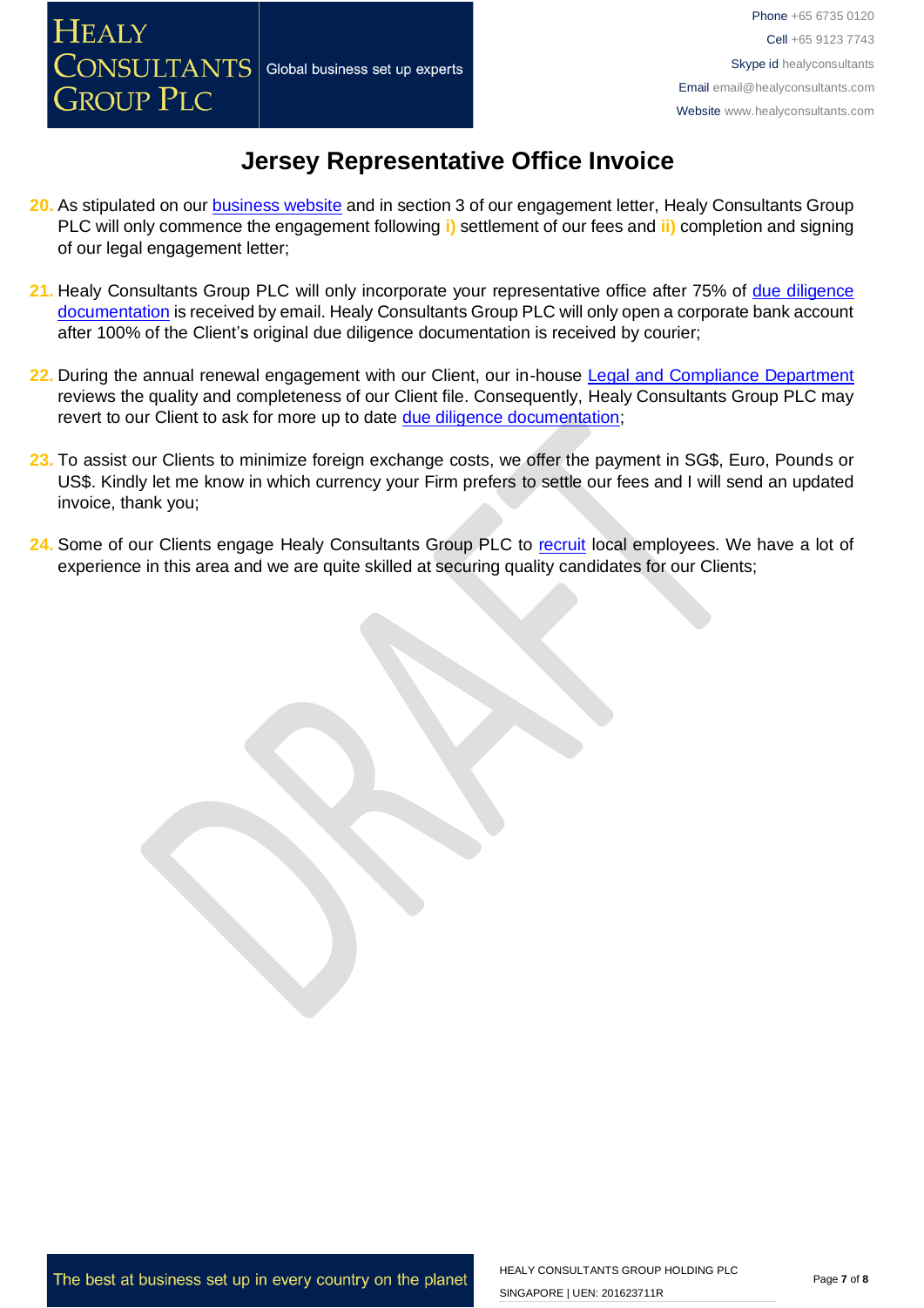# Jersey Representative Office Invoice

20. As stipulated on our business website and in section 3 of our engagement letter, Healy Consultants Group PLC will only commence the engagement following **i)** settlement of our fees and **ii)** completion and signing of our legal engagement letter;

21. Healy Consultants Group PLC will only incorporate your representative office after 75% of due diligence documentation is received by email. Healy Consultants Group PLC will only open a corporate bank account after 100% of the Client's original due diligence documentation is received by courier;

22. During the annual renewal engagement with our Client, our in-house Legal and Compliance Department reviews the quality and completeness of our Client file. Consequently, Healy Consultants Group PLC may revert to our Client to ask for more up to date due diligence documentation;

23. To assist our Clients to minimize foreign exchange costs, we offer the payment in SG$, Euro, Pounds or US$. Kindly let me know in which currency your Firm prefers to settle our fees and I will send an updated invoice, thank you;

24. Some of our Clients engage Healy Consultants Group PLC to recruit local employees. We have a lot of experience in this area and we are quite skilled at securing quality candidates for our Clients;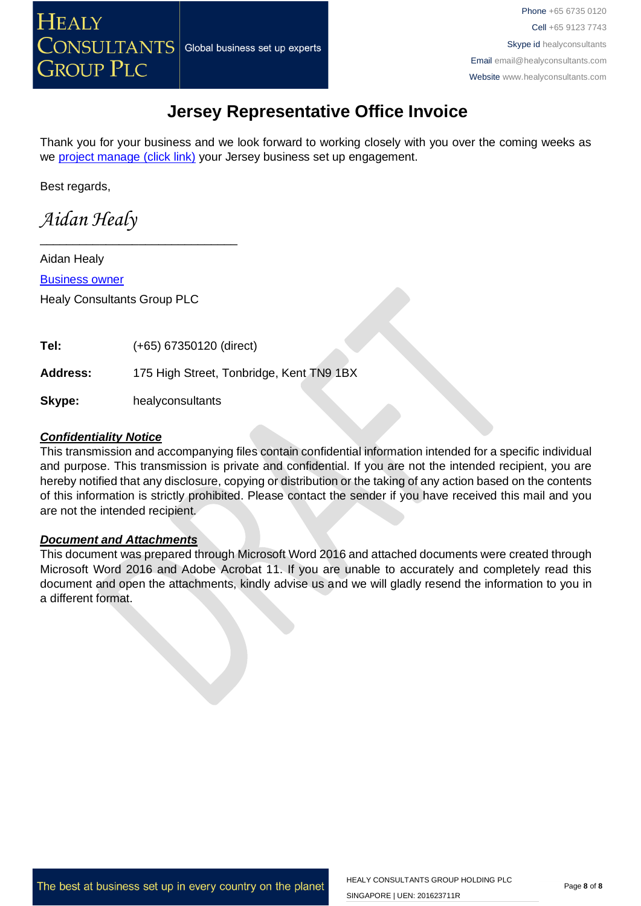# Jersey Representative Office Invoice

Thank you for your business and we look forward to working closely with you over the coming weeks as we [project manage (click link)]() your Jersey business set up engagement.

Best regards,

*Aidan Healy*

______________________________

Aidan Healy

[Business owner]()

Healy Consultants Group PLC

| | |
|---|---|
| **Tel:** | (+65) 67350120 (direct) |
| **Address:** | 175 High Street, Tonbridge, Kent TN9 1BX |
| **Skype:** | healyconsultants |

***Confidentiality Notice***

This transmission and accompanying files contain confidential information intended for a specific individual and purpose. This transmission is private and confidential. If you are not the intended recipient, you are hereby notified that any disclosure, copying or distribution or the taking of any action based on the contents of this information is strictly prohibited. Please contact the sender if you have received this mail and you are not the intended recipient.

***Document and Attachments***

This document was prepared through Microsoft Word 2016 and attached documents were created through Microsoft Word 2016 and Adobe Acrobat 11. If you are unable to accurately and completely read this document and open the attachments, kindly advise us and we will gladly resend the information to you in a different format.